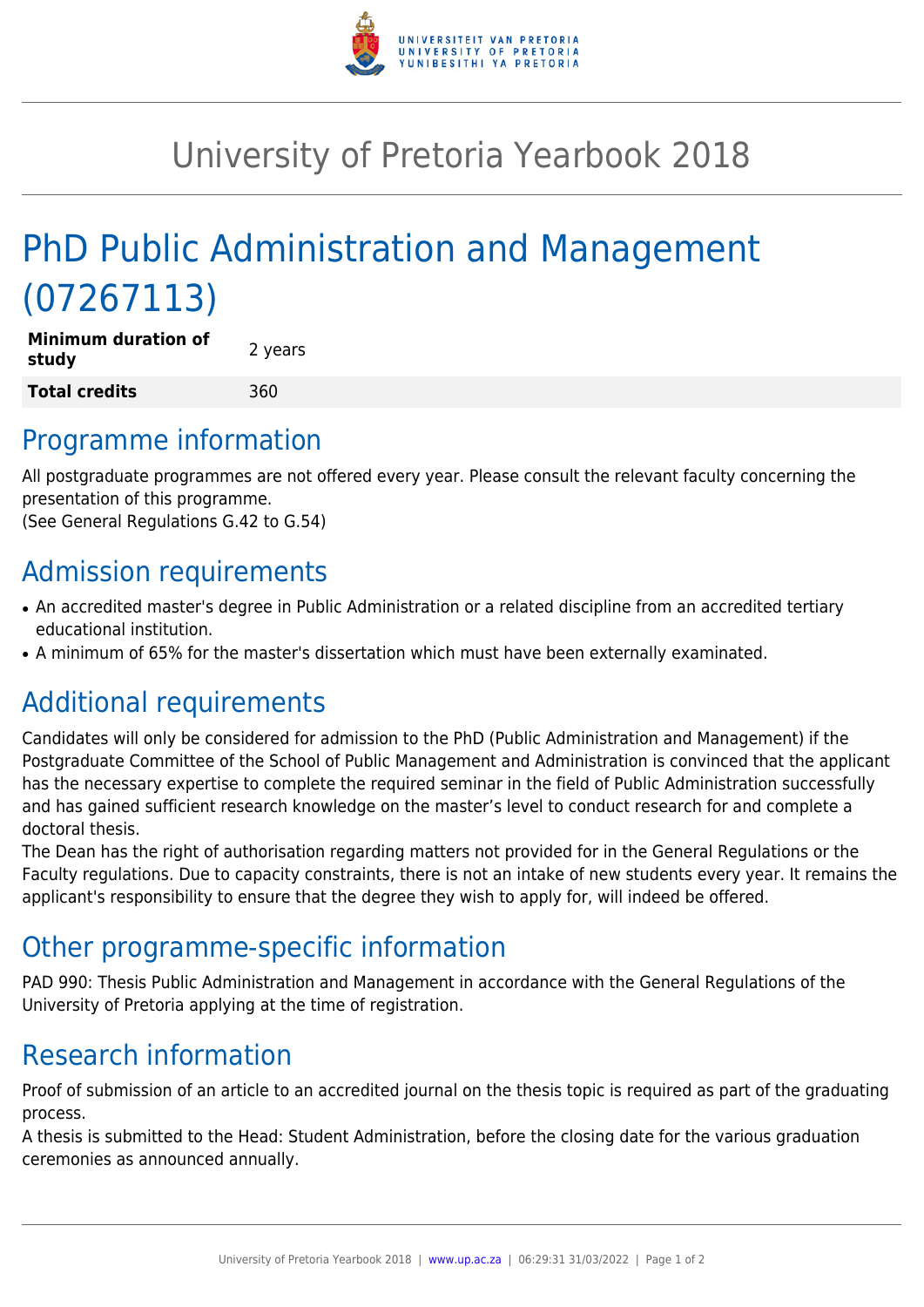# University of Pretoria Yearbook 2018

## PhD Public Administration and Management (07267113)

| **Minimum duration of study** | 2 years |
|---|---|
| **Total credits** | 360 |

## Programme information

All postgraduate programmes are not offered every year. Please consult the relevant faculty concerning the presentation of this programme.
(See General Regulations G.42 to G.54)

## Admission requirements

- An accredited master's degree in Public Administration or a related discipline from an accredited tertiary educational institution.
- A minimum of 65% for the master's dissertation which must have been externally examined.

## Additional requirements

Candidates will only be considered for admission to the PhD (Public Administration and Management) if the Postgraduate Committee of the School of Public Management and Administration is convinced that the applicant has the necessary expertise to complete the required seminar in the field of Public Administration successfully and has gained sufficient research knowledge on the master's level to conduct research for and complete a doctoral thesis.
The Dean has the right of authorisation regarding matters not provided for in the General Regulations or the Faculty regulations. Due to capacity constraints, there is not an intake of new students every year. It remains the applicant's responsibility to ensure that the degree they wish to apply for, will indeed be offered.

## Other programme-specific information

PAD 990: Thesis Public Administration and Management in accordance with the General Regulations of the University of Pretoria applying at the time of registration.

## Research information

Proof of submission of an article to an accredited journal on the thesis topic is required as part of the graduating process.
A thesis is submitted to the Head: Student Administration, before the closing date for the various graduation ceremonies as announced annually.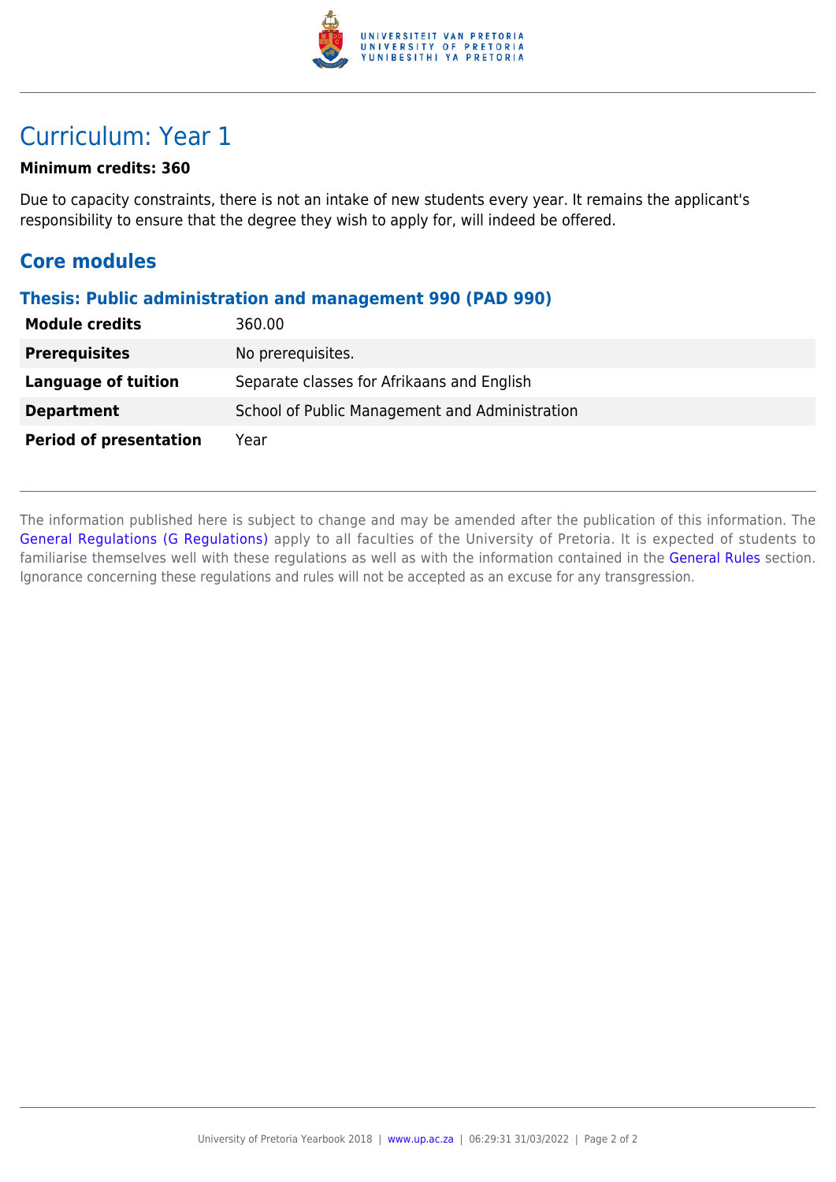# Curriculum: Year 1

**Minimum credits: 360**

Due to capacity constraints, there is not an intake of new students every year. It remains the applicant's responsibility to ensure that the degree they wish to apply for, will indeed be offered.

## Core modules

### Thesis: Public administration and management 990 (PAD 990)

| | |
|---|---|
| **Module credits** | 360.00 |
| **Prerequisites** | No prerequisites. |
| **Language of tuition** | Separate classes for Afrikaans and English |
| **Department** | School of Public Management and Administration |
| **Period of presentation** | Year |

The information published here is subject to change and may be amended after the publication of this information. The General Regulations (G Regulations) apply to all faculties of the University of Pretoria. It is expected of students to familiarise themselves well with these regulations as well as with the information contained in the General Rules section. Ignorance concerning these regulations and rules will not be accepted as an excuse for any transgression.